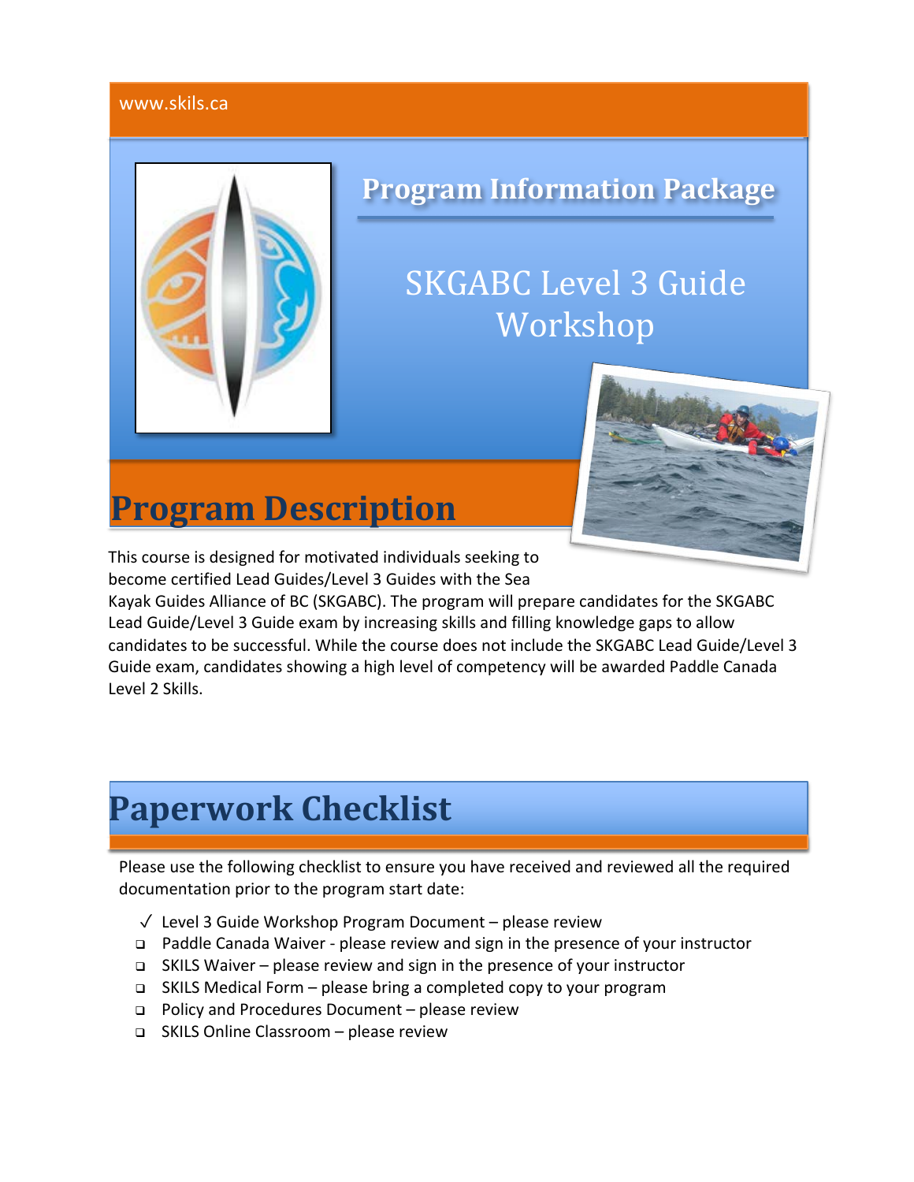www.skils.ca

# Program Information Package

## SKGABC Level 3 Guide Workshop

# Program Description

This course is designed for motivated individuals seeking to become certified Lead Guides/Level 3 Guides with the Sea Kayak Guides Alliance of BC (SKGABC). The program will prepare candidates for the SKGABC Lead Guide/Level 3 Guide exam by increasing skills and filling knowledge gaps to allow candidates to be successful. While the course does not include the SKGABC Lead Guide/Level 3 Guide exam, candidates showing a high level of competency will be awarded Paddle Canada Level 2 Skills.

# Paperwork Checklist

Please use the following checklist to ensure you have received and reviewed all the required documentation prior to the program start date:

- ✓ Level 3 Guide Workshop Program Document – please review
- ❑ Paddle Canada Waiver - please review and sign in the presence of your instructor
- ❑ SKILS Waiver – please review and sign in the presence of your instructor
- ❑ SKILS Medical Form – please bring a completed copy to your program
- ❑ Policy and Procedures Document – please review
- ❑ SKILS Online Classroom – please review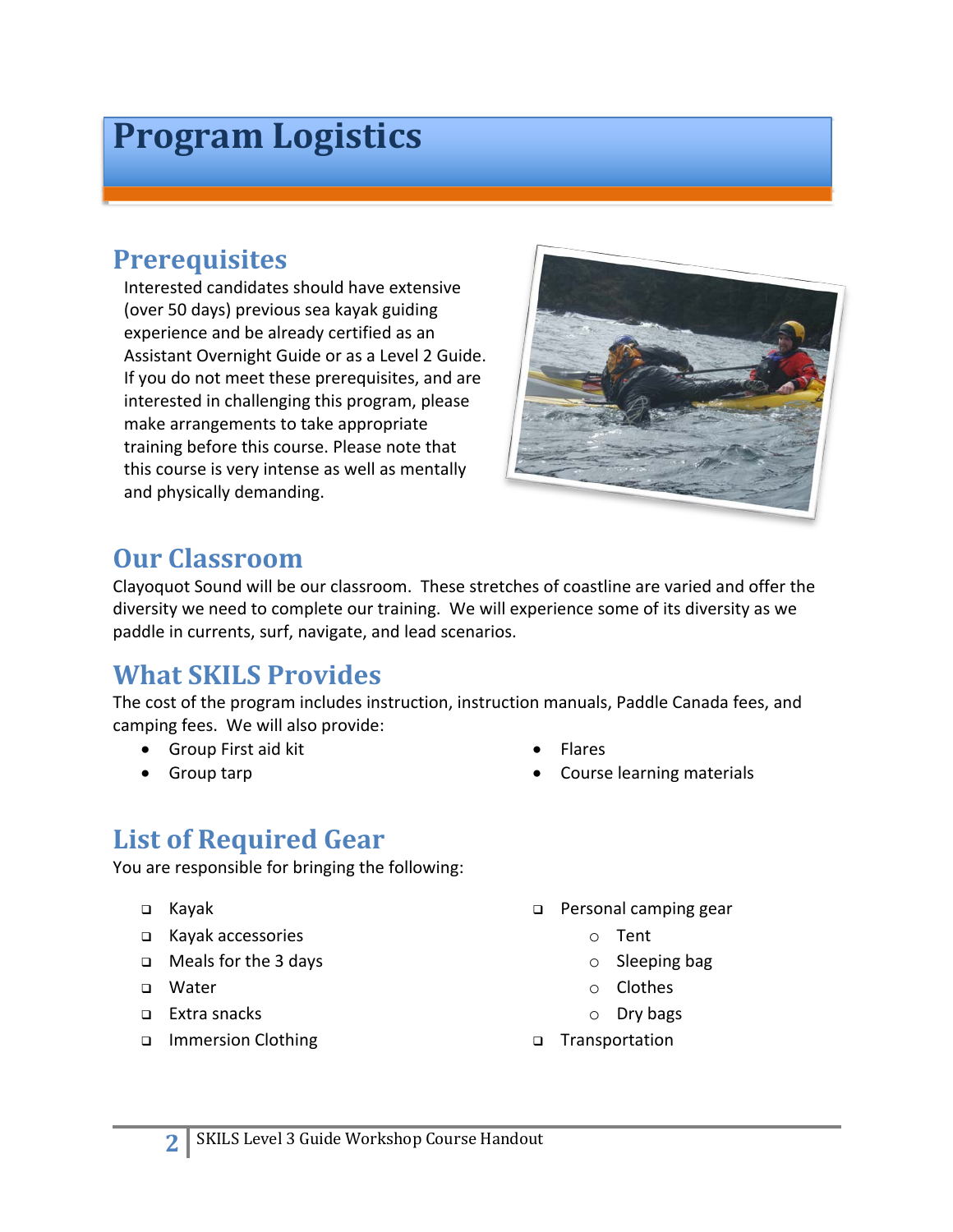# Program Logistics

## Prerequisites

Interested candidates should have extensive (over 50 days) previous sea kayak guiding experience and be already certified as an Assistant Overnight Guide or as a Level 2 Guide. If you do not meet these prerequisites, and are interested in challenging this program, please make arrangements to take appropriate training before this course. Please note that this course is very intense as well as mentally and physically demanding.

## Our Classroom

Clayoquot Sound will be our classroom. These stretches of coastline are varied and offer the diversity we need to complete our training. We will experience some of its diversity as we paddle in currents, surf, navigate, and lead scenarios.

## What SKILS Provides

The cost of the program includes instruction, instruction manuals, Paddle Canada fees, and camping fees. We will also provide:

- Group First aid kit
- Group tarp
- Flares
- Course learning materials

## List of Required Gear

You are responsible for bringing the following:

- Kayak
- Kayak accessories
- Meals for the 3 days
- Water
- Extra snacks
- Immersion Clothing
- Personal camping gear
  - Tent
  - Sleeping bag
  - Clothes
  - Dry bags
- Transportation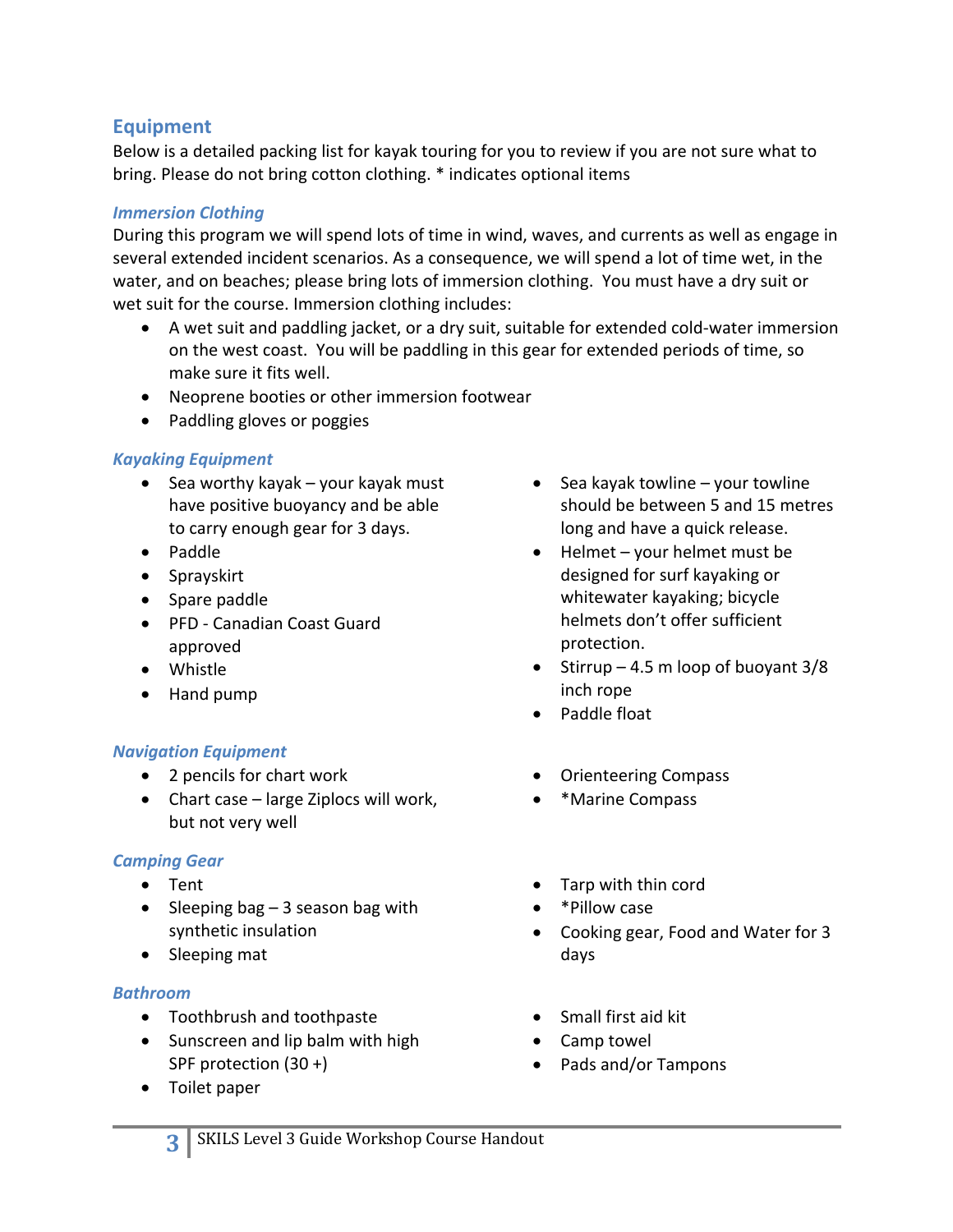## Equipment

Below is a detailed packing list for kayak touring for you to review if you are not sure what to bring. Please do not bring cotton clothing. * indicates optional items

### *Immersion Clothing*

During this program we will spend lots of time in wind, waves, and currents as well as engage in several extended incident scenarios. As a consequence, we will spend a lot of time wet, in the water, and on beaches; please bring lots of immersion clothing. You must have a dry suit or wet suit for the course. Immersion clothing includes:

- A wet suit and paddling jacket, or a dry suit, suitable for extended cold-water immersion on the west coast. You will be paddling in this gear for extended periods of time, so make sure it fits well.
- Neoprene booties or other immersion footwear
- Paddling gloves or poggies

### *Kayaking Equipment*

- Sea worthy kayak – your kayak must have positive buoyancy and be able to carry enough gear for 3 days.
- Paddle
- Sprayskirt
- Spare paddle
- PFD - Canadian Coast Guard approved
- Whistle
- Hand pump
- Sea kayak towline – your towline should be between 5 and 15 metres long and have a quick release.
- Helmet – your helmet must be designed for surf kayaking or whitewater kayaking; bicycle helmets don't offer sufficient protection.
- Stirrup – 4.5 m loop of buoyant 3/8 inch rope
- Paddle float

### *Navigation Equipment*

- 2 pencils for chart work
- Chart case – large Ziplocs will work, but not very well
- Orienteering Compass
- *Marine Compass

### *Camping Gear*

- Tent
- Sleeping bag – 3 season bag with synthetic insulation
- Sleeping mat
- Tarp with thin cord
- *Pillow case
- Cooking gear, Food and Water for 3 days

### *Bathroom*

- Toothbrush and toothpaste
- Sunscreen and lip balm with high SPF protection (30 +)
- Toilet paper
- Small first aid kit
- Camp towel
- Pads and/or Tampons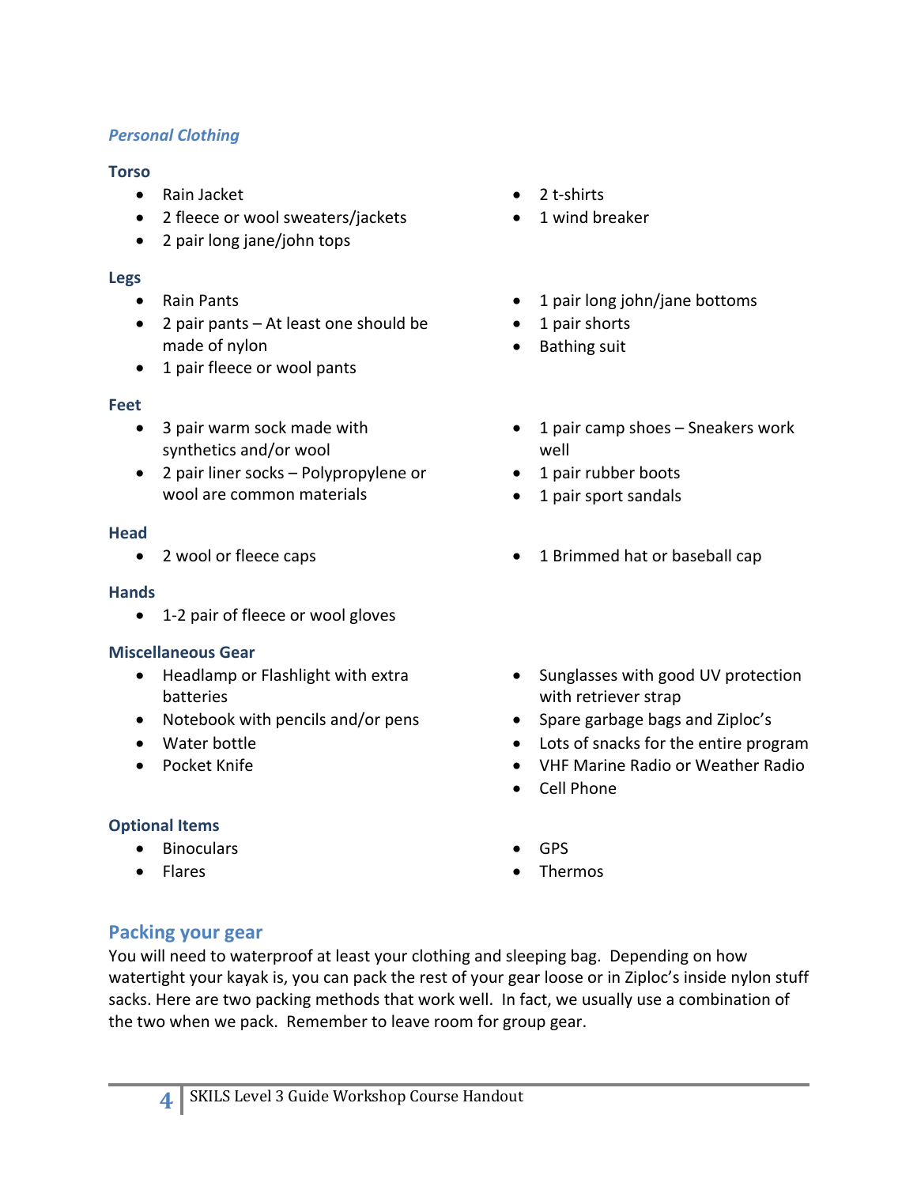### *Personal Clothing*

#### Torso

- Rain Jacket
- 2 fleece or wool sweaters/jackets
- 2 pair long jane/john tops
- 2 t-shirts
- 1 wind breaker

#### Legs

- Rain Pants
- 2 pair pants – At least one should be made of nylon
- 1 pair fleece or wool pants
- 1 pair long john/jane bottoms
- 1 pair shorts
- Bathing suit

#### Feet

- 3 pair warm sock made with synthetics and/or wool
- 2 pair liner socks – Polypropylene or wool are common materials
- 1 pair camp shoes – Sneakers work well
- 1 pair rubber boots
- 1 pair sport sandals

#### Head

- 2 wool or fleece caps
- 1 Brimmed hat or baseball cap

#### Hands

- 1-2 pair of fleece or wool gloves

#### Miscellaneous Gear

- Headlamp or Flashlight with extra batteries
- Notebook with pencils and/or pens
- Water bottle
- Pocket Knife
- Sunglasses with good UV protection with retriever strap
- Spare garbage bags and Ziploc's
- Lots of snacks for the entire program
- VHF Marine Radio or Weather Radio
- Cell Phone

#### Optional Items

- Binoculars
- Flares
- GPS
- Thermos

## Packing your gear

You will need to waterproof at least your clothing and sleeping bag. Depending on how watertight your kayak is, you can pack the rest of your gear loose or in Ziploc's inside nylon stuff sacks. Here are two packing methods that work well. In fact, we usually use a combination of the two when we pack. Remember to leave room for group gear.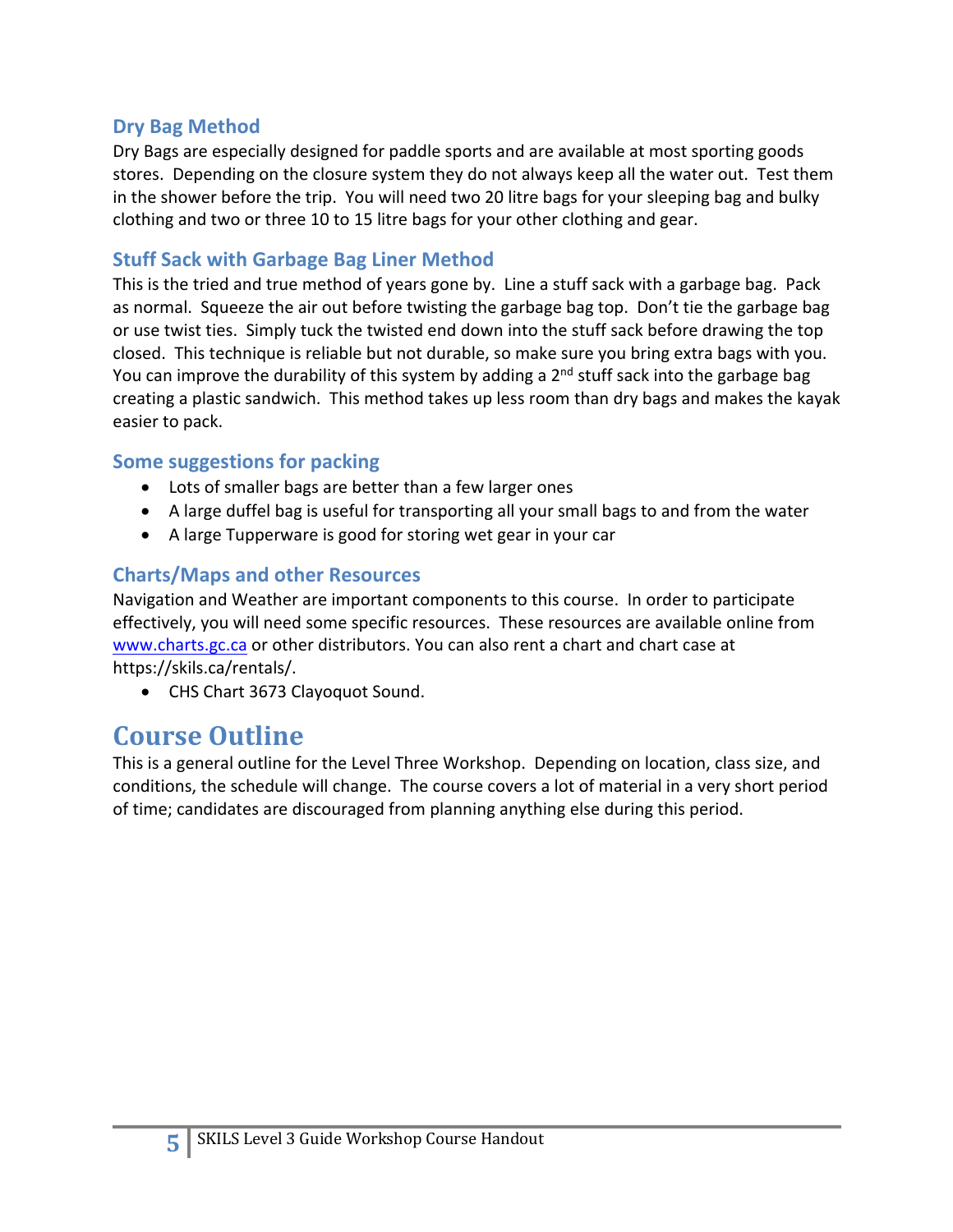### Dry Bag Method

Dry Bags are especially designed for paddle sports and are available at most sporting goods stores. Depending on the closure system they do not always keep all the water out. Test them in the shower before the trip. You will need two 20 litre bags for your sleeping bag and bulky clothing and two or three 10 to 15 litre bags for your other clothing and gear.

### Stuff Sack with Garbage Bag Liner Method

This is the tried and true method of years gone by. Line a stuff sack with a garbage bag. Pack as normal. Squeeze the air out before twisting the garbage bag top. Don't tie the garbage bag or use twist ties. Simply tuck the twisted end down into the stuff sack before drawing the top closed. This technique is reliable but not durable, so make sure you bring extra bags with you. You can improve the durability of this system by adding a 2nd stuff sack into the garbage bag creating a plastic sandwich. This method takes up less room than dry bags and makes the kayak easier to pack.

### Some suggestions for packing

- Lots of smaller bags are better than a few larger ones
- A large duffel bag is useful for transporting all your small bags to and from the water
- A large Tupperware is good for storing wet gear in your car

### Charts/Maps and other Resources

Navigation and Weather are important components to this course. In order to participate effectively, you will need some specific resources. These resources are available online from www.charts.gc.ca or other distributors. You can also rent a chart and chart case at https://skils.ca/rentals/.

- CHS Chart 3673 Clayoquot Sound.

# Course Outline

This is a general outline for the Level Three Workshop. Depending on location, class size, and conditions, the schedule will change. The course covers a lot of material in a very short period of time; candidates are discouraged from planning anything else during this period.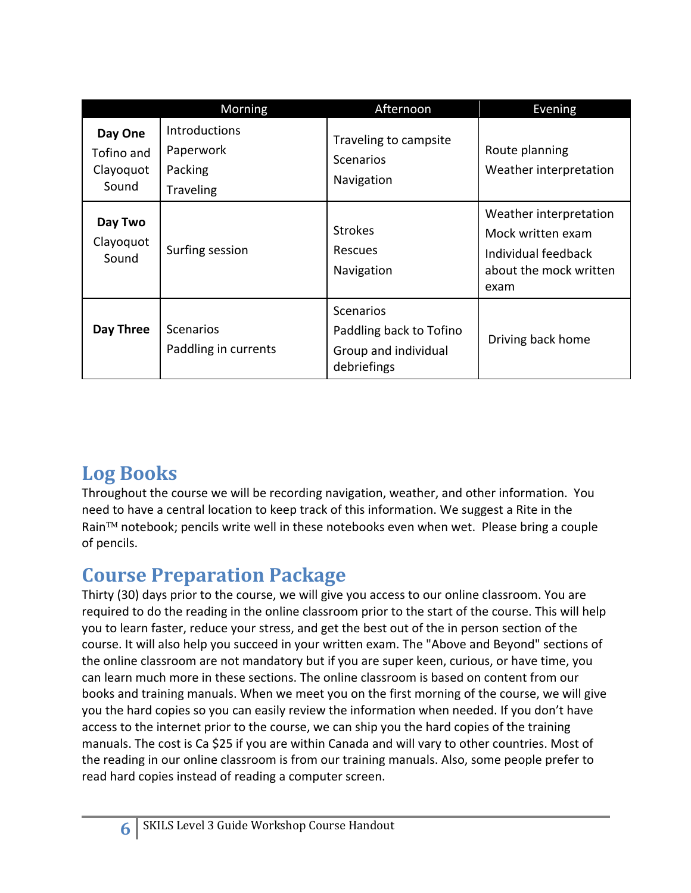| | Morning | Afternoon | Evening |
|---|---|---|---|
| **Day One** Tofino and Clayoquot Sound | Introductions<br>Paperwork<br>Packing<br>Traveling | Traveling to campsite<br>Scenarios<br>Navigation | Route planning<br>Weather interpretation |
| **Day Two** Clayoquot Sound | Surfing session | Strokes<br>Rescues<br>Navigation | Weather interpretation<br>Mock written exam<br>Individual feedback about the mock written exam |
| **Day Three** | Scenarios<br>Paddling in currents | Scenarios<br>Paddling back to Tofino<br>Group and individual debriefings | Driving back home |

## Log Books

Throughout the course we will be recording navigation, weather, and other information. You need to have a central location to keep track of this information. We suggest a Rite in the Rain™ notebook; pencils write well in these notebooks even when wet. Please bring a couple of pencils.

## Course Preparation Package

Thirty (30) days prior to the course, we will give you access to our online classroom. You are required to do the reading in the online classroom prior to the start of the course. This will help you to learn faster, reduce your stress, and get the best out of the in person section of the course. It will also help you succeed in your written exam. The "Above and Beyond" sections of the online classroom are not mandatory but if you are super keen, curious, or have time, you can learn much more in these sections. The online classroom is based on content from our books and training manuals. When we meet you on the first morning of the course, we will give you the hard copies so you can easily review the information when needed. If you don't have access to the internet prior to the course, we can ship you the hard copies of the training manuals. The cost is Ca $25 if you are within Canada and will vary to other countries. Most of the reading in our online classroom is from our training manuals. Also, some people prefer to read hard copies instead of reading a computer screen.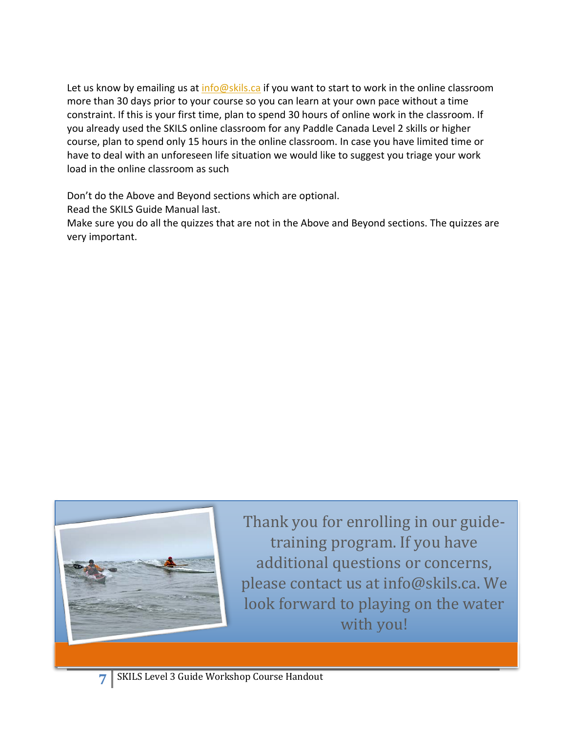Let us know by emailing us at info@skils.ca if you want to start to work in the online classroom more than 30 days prior to your course so you can learn at your own pace without a time constraint. If this is your first time, plan to spend 30 hours of online work in the classroom. If you already used the SKILS online classroom for any Paddle Canada Level 2 skills or higher course, plan to spend only 15 hours in the online classroom. In case you have limited time or have to deal with an unforeseen life situation we would like to suggest you triage your work load in the online classroom as such

Don't do the Above and Beyond sections which are optional.
Read the SKILS Guide Manual last.
Make sure you do all the quizzes that are not in the Above and Beyond sections. The quizzes are very important.

Thank you for enrolling in our guide-training program. If you have additional questions or concerns, please contact us at info@skils.ca. We look forward to playing on the water with you!